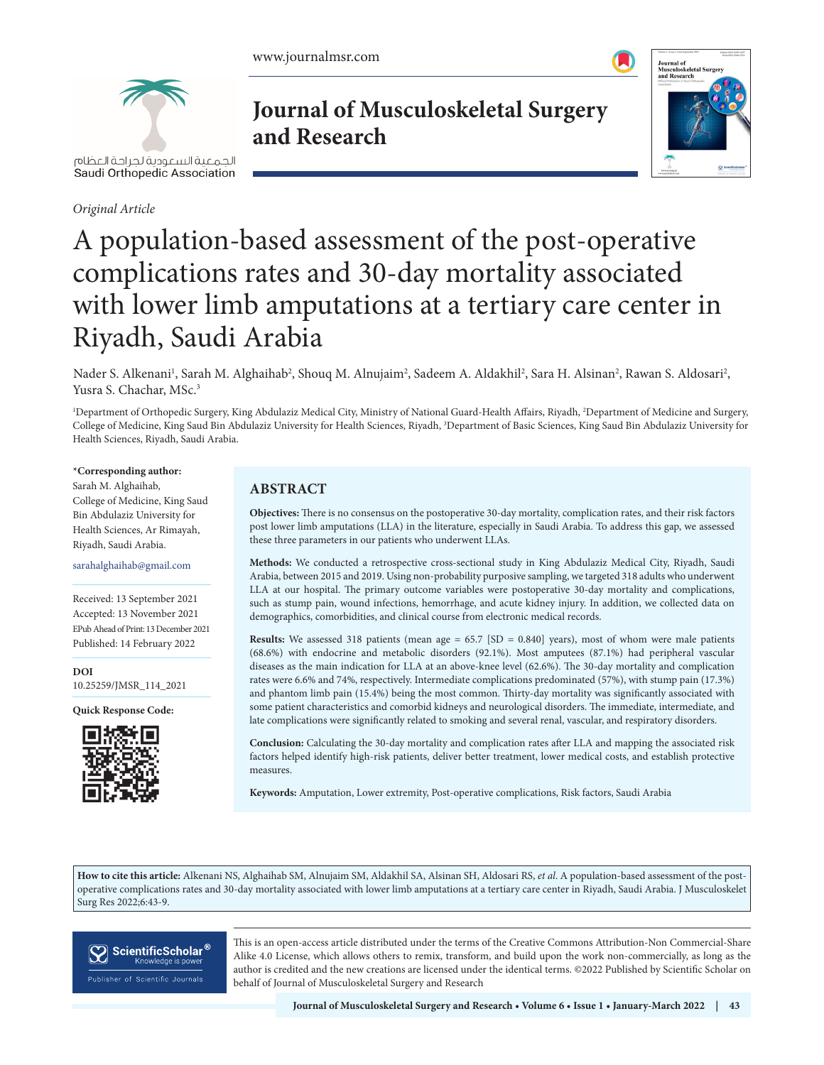*Original Article*

# A population-based assessment of the post-operative complications rates and 30-day mortality associated with lower limb amputations at a tertiary care center in Riyadh, Saudi Arabia

Nader S. Alkenani[1], Sarah M. Alghaihab[2], Shouq M. Alnujaim[2], Sadeem A. Aldakhil[2], Sara H. Alsinan[2], Rawan S. Aldosari[2], Yusra S. Chachar, MSc.[3]

[1]Department of Orthopedic Surgery, King Abdulaziz Medical City, Ministry of National Guard-Health Affairs, Riyadh, [2]Department of Medicine and Surgery, College of Medicine, King Saud Bin Abdulaziz University for Health Sciences, Riyadh, [3]Department of Basic Sciences, King Saud Bin Abdulaziz University for Health Sciences, Riyadh, Saudi Arabia.

**\*Corresponding author:**
Sarah M. Alghaihab,
College of Medicine, King Saud Bin Abdulaziz University for Health Sciences, Ar Rimayah, Riyadh, Saudi Arabia.

sarahalghaihab@gmail.com

Received: 13 September 2021
Accepted: 13 November 2021
EPub Ahead of Print: 13 December 2021
Published: 14 February 2022

**DOI**
10.25259/JMSR_114_2021

**Quick Response Code:**

## ABSTRACT

**Objectives:** There is no consensus on the postoperative 30-day mortality, complication rates, and their risk factors post lower limb amputations (LLA) in the literature, especially in Saudi Arabia. To address this gap, we assessed these three parameters in our patients who underwent LLAs.

**Methods:** We conducted a retrospective cross-sectional study in King Abdulaziz Medical City, Riyadh, Saudi Arabia, between 2015 and 2019. Using non-probability purposive sampling, we targeted 318 adults who underwent LLA at our hospital. The primary outcome variables were postoperative 30-day mortality and complications, such as stump pain, wound infections, hemorrhage, and acute kidney injury. In addition, we collected data on demographics, comorbidities, and clinical course from electronic medical records.

**Results:** We assessed 318 patients (mean age = 65.7 [SD = 0.840] years), most of whom were male patients (68.6%) with endocrine and metabolic disorders (92.1%). Most amputees (87.1%) had peripheral vascular diseases as the main indication for LLA at an above-knee level (62.6%). The 30-day mortality and complication rates were 6.6% and 74%, respectively. Intermediate complications predominated (57%), with stump pain (17.3%) and phantom limb pain (15.4%) being the most common. Thirty-day mortality was significantly associated with some patient characteristics and comorbid kidneys and neurological disorders. The immediate, intermediate, and late complications were significantly related to smoking and several renal, vascular, and respiratory disorders.

**Conclusion:** Calculating the 30-day mortality and complication rates after LLA and mapping the associated risk factors helped identify high-risk patients, deliver better treatment, lower medical costs, and establish protective measures.

**Keywords:** Amputation, Lower extremity, Post-operative complications, Risk factors, Saudi Arabia

**How to cite this article:** Alkenani NS, Alghaihab SM, Alnujaim SM, Aldakhil SA, Alsinan SH, Aldosari RS, *et al*. A population-based assessment of the post-operative complications rates and 30-day mortality associated with lower limb amputations at a tertiary care center in Riyadh, Saudi Arabia. J Musculoskelet Surg Res 2022;6:43-9.

This is an open-access article distributed under the terms of the Creative Commons Attribution-Non Commercial-Share Alike 4.0 License, which allows others to remix, transform, and build upon the work non-commercially, as long as the author is credited and the new creations are licensed under the identical terms. ©2022 Published by Scientific Scholar on behalf of Journal of Musculoskeletal Surgery and Research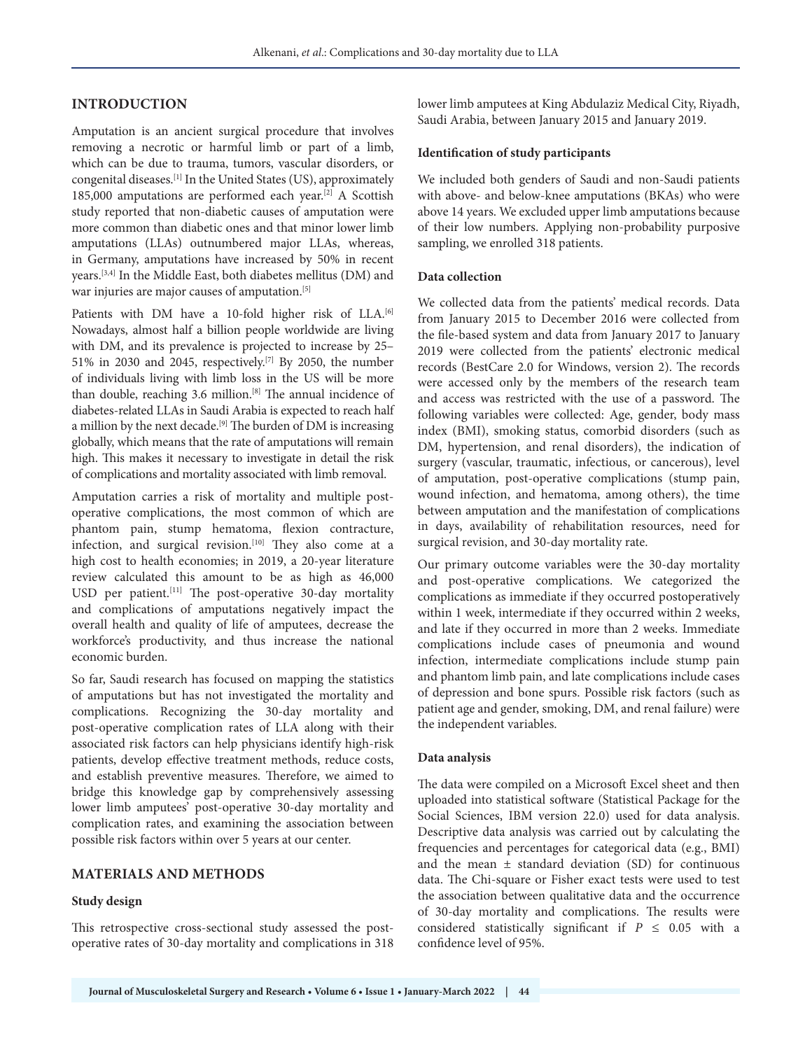## INTRODUCTION

Amputation is an ancient surgical procedure that involves removing a necrotic or harmful limb or part of a limb, which can be due to trauma, tumors, vascular disorders, or congenital diseases.[1] In the United States (US), approximately 185,000 amputations are performed each year.[2] A Scottish study reported that non-diabetic causes of amputation were more common than diabetic ones and that minor lower limb amputations (LLAs) outnumbered major LLAs, whereas, in Germany, amputations have increased by 50% in recent years.[3,4] In the Middle East, both diabetes mellitus (DM) and war injuries are major causes of amputation.[5]

Patients with DM have a 10-fold higher risk of LLA.[6] Nowadays, almost half a billion people worldwide are living with DM, and its prevalence is projected to increase by 25–51% in 2030 and 2045, respectively.[7] By 2050, the number of individuals living with limb loss in the US will be more than double, reaching 3.6 million.[8] The annual incidence of diabetes-related LLAs in Saudi Arabia is expected to reach half a million by the next decade.[9] The burden of DM is increasing globally, which means that the rate of amputations will remain high. This makes it necessary to investigate in detail the risk of complications and mortality associated with limb removal.

Amputation carries a risk of mortality and multiple post-operative complications, the most common of which are phantom pain, stump hematoma, flexion contracture, infection, and surgical revision.[10] They also come at a high cost to health economies; in 2019, a 20-year literature review calculated this amount to be as high as 46,000 USD per patient.[11] The post-operative 30-day mortality and complications of amputations negatively impact the overall health and quality of life of amputees, decrease the workforce's productivity, and thus increase the national economic burden.

So far, Saudi research has focused on mapping the statistics of amputations but has not investigated the mortality and complications. Recognizing the 30-day mortality and post-operative complication rates of LLA along with their associated risk factors can help physicians identify high-risk patients, develop effective treatment methods, reduce costs, and establish preventive measures. Therefore, we aimed to bridge this knowledge gap by comprehensively assessing lower limb amputees' post-operative 30-day mortality and complication rates, and examining the association between possible risk factors within over 5 years at our center.

## MATERIALS AND METHODS

### Study design

This retrospective cross-sectional study assessed the post-operative rates of 30-day mortality and complications in 318 lower limb amputees at King Abdulaziz Medical City, Riyadh, Saudi Arabia, between January 2015 and January 2019.

### Identification of study participants

We included both genders of Saudi and non-Saudi patients with above- and below-knee amputations (BKAs) who were above 14 years. We excluded upper limb amputations because of their low numbers. Applying non-probability purposive sampling, we enrolled 318 patients.

### Data collection

We collected data from the patients' medical records. Data from January 2015 to December 2016 were collected from the file-based system and data from January 2017 to January 2019 were collected from the patients' electronic medical records (BestCare 2.0 for Windows, version 2). The records were accessed only by the members of the research team and access was restricted with the use of a password. The following variables were collected: Age, gender, body mass index (BMI), smoking status, comorbid disorders (such as DM, hypertension, and renal disorders), the indication of surgery (vascular, traumatic, infectious, or cancerous), level of amputation, post-operative complications (stump pain, wound infection, and hematoma, among others), the time between amputation and the manifestation of complications in days, availability of rehabilitation resources, need for surgical revision, and 30-day mortality rate.

Our primary outcome variables were the 30-day mortality and post-operative complications. We categorized the complications as immediate if they occurred postoperatively within 1 week, intermediate if they occurred within 2 weeks, and late if they occurred in more than 2 weeks. Immediate complications include cases of pneumonia and wound infection, intermediate complications include stump pain and phantom limb pain, and late complications include cases of depression and bone spurs. Possible risk factors (such as patient age and gender, smoking, DM, and renal failure) were the independent variables.

### Data analysis

The data were compiled on a Microsoft Excel sheet and then uploaded into statistical software (Statistical Package for the Social Sciences, IBM version 22.0) used for data analysis. Descriptive data analysis was carried out by calculating the frequencies and percentages for categorical data (e.g., BMI) and the mean ± standard deviation (SD) for continuous data. The Chi-square or Fisher exact tests were used to test the association between qualitative data and the occurrence of 30-day mortality and complications. The results were considered statistically significant if $P \leq 0.05$ with a confidence level of 95%.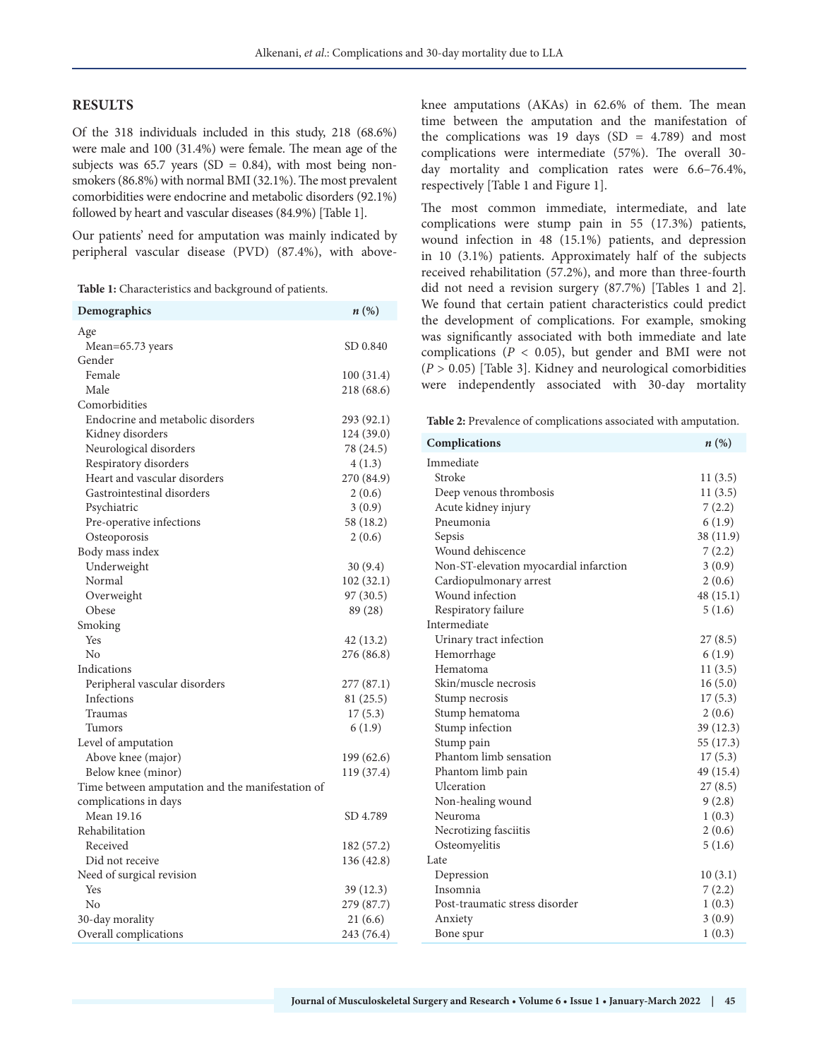## RESULTS

Of the 318 individuals included in this study, 218 (68.6%) were male and 100 (31.4%) were female. The mean age of the subjects was 65.7 years (SD = 0.84), with most being non-smokers (86.8%) with normal BMI (32.1%). The most prevalent comorbidities were endocrine and metabolic disorders (92.1%) followed by heart and vascular diseases (84.9%) [Table 1].

Our patients' need for amputation was mainly indicated by peripheral vascular disease (PVD) (87.4%), with above-knee amputations (AKAs) in 62.6% of them. The mean time between the amputation and the manifestation of the complications was 19 days (SD = 4.789) and most complications were intermediate (57%). The overall 30-day mortality and complication rates were 6.6–76.4%, respectively [Table 1 and Figure 1].

The most common immediate, intermediate, and late complications were stump pain in 55 (17.3%) patients, wound infection in 48 (15.1%) patients, and depression in 10 (3.1%) patients. Approximately half of the subjects received rehabilitation (57.2%), and more than three-fourth did not need a revision surgery (87.7%) [Tables 1 and 2]. We found that certain patient characteristics could predict the development of complications. For example, smoking was significantly associated with both immediate and late complications ($P < 0.05$), but gender and BMI were not ($P > 0.05$) [Table 3]. Kidney and neurological comorbidities were independently associated with 30-day mortality

**Table 1:** Characteristics and background of patients.

| Demographics | *n* (%) |
|---|---|
| Age | |
| Mean=65.73 years | SD 0.840 |
| Gender | |
| Female | 100 (31.4) |
| Male | 218 (68.6) |
| Comorbidities | |
| Endocrine and metabolic disorders | 293 (92.1) |
| Kidney disorders | 124 (39.0) |
| Neurological disorders | 78 (24.5) |
| Respiratory disorders | 4 (1.3) |
| Heart and vascular disorders | 270 (84.9) |
| Gastrointestinal disorders | 2 (0.6) |
| Psychiatric | 3 (0.9) |
| Pre-operative infections | 58 (18.2) |
| Osteoporosis | 2 (0.6) |
| Body mass index | |
| Underweight | 30 (9.4) |
| Normal | 102 (32.1) |
| Overweight | 97 (30.5) |
| Obese | 89 (28) |
| Smoking | |
| Yes | 42 (13.2) |
| No | 276 (86.8) |
| Indications | |
| Peripheral vascular disorders | 277 (87.1) |
| Infections | 81 (25.5) |
| Traumas | 17 (5.3) |
| Tumors | 6 (1.9) |
| Level of amputation | |
| Above knee (major) | 199 (62.6) |
| Below knee (minor) | 119 (37.4) |
| Time between amputation and the manifestation of complications in days | |
| Mean 19.16 | SD 4.789 |
| Rehabilitation | |
| Received | 182 (57.2) |
| Did not receive | 136 (42.8) |
| Need of surgical revision | |
| Yes | 39 (12.3) |
| No | 279 (87.7) |
| 30-day morality | 21 (6.6) |
| Overall complications | 243 (76.4) |

**Table 2:** Prevalence of complications associated with amputation.

| Complications | *n* (%) |
|---|---|
| Immediate | |
| Stroke | 11 (3.5) |
| Deep venous thrombosis | 11 (3.5) |
| Acute kidney injury | 7 (2.2) |
| Pneumonia | 6 (1.9) |
| Sepsis | 38 (11.9) |
| Wound dehiscence | 7 (2.2) |
| Non-ST-elevation myocardial infarction | 3 (0.9) |
| Cardiopulmonary arrest | 2 (0.6) |
| Wound infection | 48 (15.1) |
| Respiratory failure | 5 (1.6) |
| Intermediate | |
| Urinary tract infection | 27 (8.5) |
| Hemorrhage | 6 (1.9) |
| Hematoma | 11 (3.5) |
| Skin/muscle necrosis | 16 (5.0) |
| Stump necrosis | 17 (5.3) |
| Stump hematoma | 2 (0.6) |
| Stump infection | 39 (12.3) |
| Stump pain | 55 (17.3) |
| Phantom limb sensation | 17 (5.3) |
| Phantom limb pain | 49 (15.4) |
| Ulceration | 27 (8.5) |
| Non-healing wound | 9 (2.8) |
| Neuroma | 1 (0.3) |
| Necrotizing fasciitis | 2 (0.6) |
| Osteomyelitis | 5 (1.6) |
| Late | |
| Depression | 10 (3.1) |
| Insomnia | 7 (2.2) |
| Post-traumatic stress disorder | 1 (0.3) |
| Anxiety | 3 (0.9) |
| Bone spur | 1 (0.3) |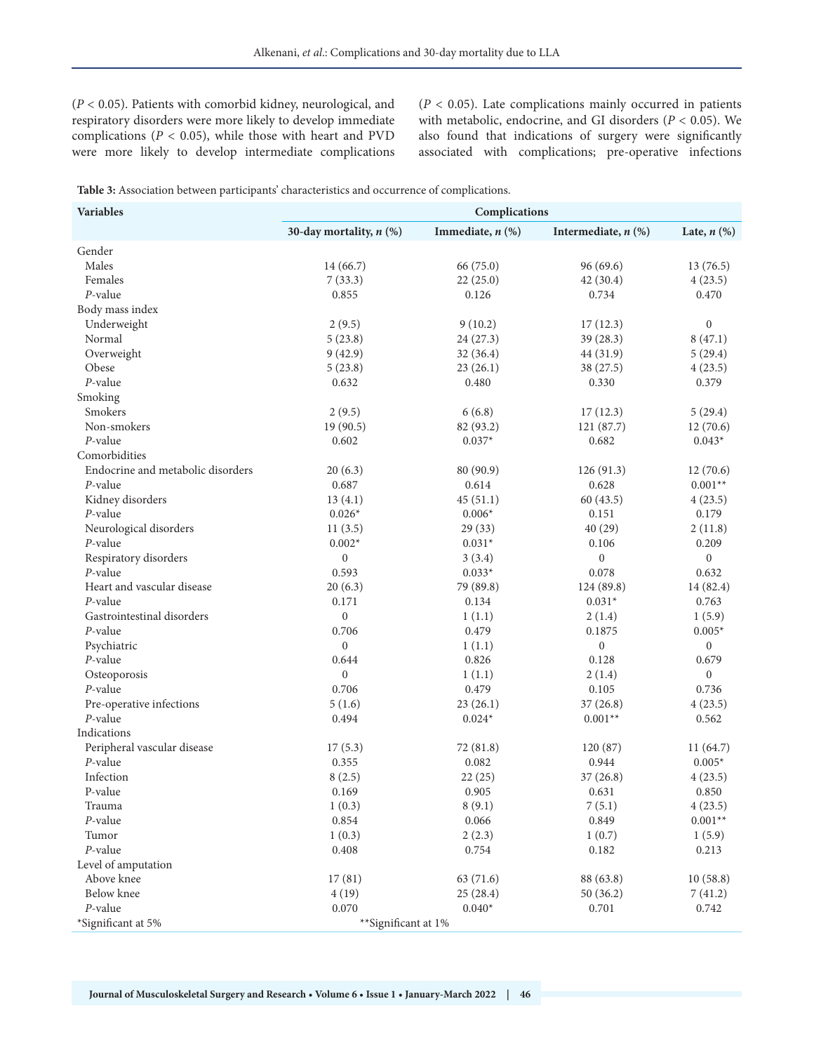($P < 0.05$). Patients with comorbid kidney, neurological, and respiratory disorders were more likely to develop immediate complications ($P < 0.05$), while those with heart and PVD were more likely to develop intermediate complications ($P < 0.05$). Late complications mainly occurred in patients with metabolic, endocrine, and GI disorders ($P < 0.05$). We also found that indications of surgery were significantly associated with complications; pre-operative infections

**Table 3:** Association between participants' characteristics and occurrence of complications.

| Variables | Complications | | | |
|---|---|---|---|---|
| | 30-day mortality, *n* (%) | Immediate, *n* (%) | Intermediate, *n* (%) | Late, *n* (%) |
| Gender | | | | |
| Males | 14 (66.7) | 66 (75.0) | 96 (69.6) | 13 (76.5) |
| Females | 7 (33.3) | 22 (25.0) | 42 (30.4) | 4 (23.5) |
| *P*-value | 0.855 | 0.126 | 0.734 | 0.470 |
| Body mass index | | | | |
| Underweight | 2 (9.5) | 9 (10.2) | 17 (12.3) | 0 |
| Normal | 5 (23.8) | 24 (27.3) | 39 (28.3) | 8 (47.1) |
| Overweight | 9 (42.9) | 32 (36.4) | 44 (31.9) | 5 (29.4) |
| Obese | 5 (23.8) | 23 (26.1) | 38 (27.5) | 4 (23.5) |
| *P*-value | 0.632 | 0.480 | 0.330 | 0.379 |
| Smoking | | | | |
| Smokers | 2 (9.5) | 6 (6.8) | 17 (12.3) | 5 (29.4) |
| Non-smokers | 19 (90.5) | 82 (93.2) | 121 (87.7) | 12 (70.6) |
| *P*-value | 0.602 | 0.037* | 0.682 | 0.043* |
| Comorbidities | | | | |
| Endocrine and metabolic disorders | 20 (6.3) | 80 (90.9) | 126 (91.3) | 12 (70.6) |
| *P*-value | 0.687 | 0.614 | 0.628 | 0.001** |
| Kidney disorders | 13 (4.1) | 45 (51.1) | 60 (43.5) | 4 (23.5) |
| *P*-value | 0.026* | 0.006* | 0.151 | 0.179 |
| Neurological disorders | 11 (3.5) | 29 (33) | 40 (29) | 2 (11.8) |
| *P*-value | 0.002* | 0.031* | 0.106 | 0.209 |
| Respiratory disorders | 0 | 3 (3.4) | 0 | 0 |
| *P*-value | 0.593 | 0.033* | 0.078 | 0.632 |
| Heart and vascular disease | 20 (6.3) | 79 (89.8) | 124 (89.8) | 14 (82.4) |
| *P*-value | 0.171 | 0.134 | 0.031* | 0.763 |
| Gastrointestinal disorders | 0 | 1 (1.1) | 2 (1.4) | 1 (5.9) |
| *P*-value | 0.706 | 0.479 | 0.1875 | 0.005* |
| Psychiatric | 0 | 1 (1.1) | 0 | 0 |
| *P*-value | 0.644 | 0.826 | 0.128 | 0.679 |
| Osteoporosis | 0 | 1 (1.1) | 2 (1.4) | 0 |
| *P*-value | 0.706 | 0.479 | 0.105 | 0.736 |
| Pre-operative infections | 5 (1.6) | 23 (26.1) | 37 (26.8) | 4 (23.5) |
| *P*-value | 0.494 | 0.024* | 0.001** | 0.562 |
| Indications | | | | |
| Peripheral vascular disease | 17 (5.3) | 72 (81.8) | 120 (87) | 11 (64.7) |
| *P*-value | 0.355 | 0.082 | 0.944 | 0.005* |
| Infection | 8 (2.5) | 22 (25) | 37 (26.8) | 4 (23.5) |
| P-value | 0.169 | 0.905 | 0.631 | 0.850 |
| Trauma | 1 (0.3) | 8 (9.1) | 7 (5.1) | 4 (23.5) |
| *P*-value | 0.854 | 0.066 | 0.849 | 0.001** |
| Tumor | 1 (0.3) | 2 (2.3) | 1 (0.7) | 1 (5.9) |
| *P*-value | 0.408 | 0.754 | 0.182 | 0.213 |
| Level of amputation | | | | |
| Above knee | 17 (81) | 63 (71.6) | 88 (63.8) | 10 (58.8) |
| Below knee | 4 (19) | 25 (28.4) | 50 (36.2) | 7 (41.2) |
| *P*-value | 0.070 | 0.040* | 0.701 | 0.742 |

*Significant at 5% **Significant at 1%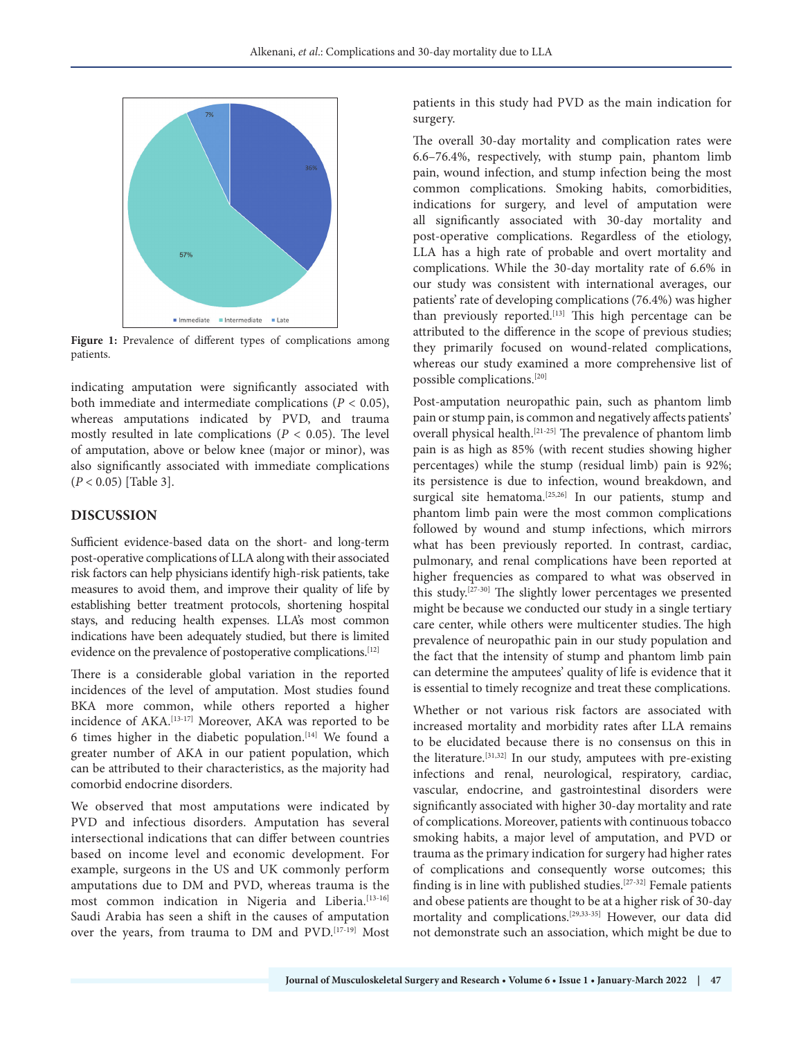Figure 1: Prevalence of different types of complications among patients.

indicating amputation were significantly associated with both immediate and intermediate complications ($P < 0.05$), whereas amputations indicated by PVD, and trauma mostly resulted in late complications ($P < 0.05$). The level of amputation, above or below knee (major or minor), was also significantly associated with immediate complications ($P < 0.05$) [Table 3].

## DISCUSSION

Sufficient evidence-based data on the short- and long-term post-operative complications of LLA along with their associated risk factors can help physicians identify high-risk patients, take measures to avoid them, and improve their quality of life by establishing better treatment protocols, shortening hospital stays, and reducing health expenses. LLA's most common indications have been adequately studied, but there is limited evidence on the prevalence of postoperative complications.[12]

There is a considerable global variation in the reported incidences of the level of amputation. Most studies found BKA more common, while others reported a higher incidence of AKA.[13-17] Moreover, AKA was reported to be 6 times higher in the diabetic population.[14] We found a greater number of AKA in our patient population, which can be attributed to their characteristics, as the majority had comorbid endocrine disorders.

We observed that most amputations were indicated by PVD and infectious disorders. Amputation has several intersectional indications that can differ between countries based on income level and economic development. For example, surgeons in the US and UK commonly perform amputations due to DM and PVD, whereas trauma is the most common indication in Nigeria and Liberia.[13-16] Saudi Arabia has seen a shift in the causes of amputation over the years, from trauma to DM and PVD.[17-19] Most patients in this study had PVD as the main indication for surgery.

The overall 30-day mortality and complication rates were 6.6–76.4%, respectively, with stump pain, phantom limb pain, wound infection, and stump infection being the most common complications. Smoking habits, comorbidities, indications for surgery, and level of amputation were all significantly associated with 30-day mortality and post-operative complications. Regardless of the etiology, LLA has a high rate of probable and overt mortality and complications. While the 30-day mortality rate of 6.6% in our study was consistent with international averages, our patients' rate of developing complications (76.4%) was higher than previously reported.[13] This high percentage can be attributed to the difference in the scope of previous studies; they primarily focused on wound-related complications, whereas our study examined a more comprehensive list of possible complications.[20]

Post-amputation neuropathic pain, such as phantom limb pain or stump pain, is common and negatively affects patients' overall physical health.[21-25] The prevalence of phantom limb pain is as high as 85% (with recent studies showing higher percentages) while the stump (residual limb) pain is 92%; its persistence is due to infection, wound breakdown, and surgical site hematoma.[25,26] In our patients, stump and phantom limb pain were the most common complications followed by wound and stump infections, which mirrors what has been previously reported. In contrast, cardiac, pulmonary, and renal complications have been reported at higher frequencies as compared to what was observed in this study.[27-30] The slightly lower percentages we presented might be because we conducted our study in a single tertiary care center, while others were multicenter studies. The high prevalence of neuropathic pain in our study population and the fact that the intensity of stump and phantom limb pain can determine the amputees' quality of life is evidence that it is essential to timely recognize and treat these complications.

Whether or not various risk factors are associated with increased mortality and morbidity rates after LLA remains to be elucidated because there is no consensus on this in the literature.[31,32] In our study, amputees with pre-existing infections and renal, neurological, respiratory, cardiac, vascular, endocrine, and gastrointestinal disorders were significantly associated with higher 30-day mortality and rate of complications. Moreover, patients with continuous tobacco smoking habits, a major level of amputation, and PVD or trauma as the primary indication for surgery had higher rates of complications and consequently worse outcomes; this finding is in line with published studies.[27-32] Female patients and obese patients are thought to be at a higher risk of 30-day mortality and complications.[29,33-35] However, our data did not demonstrate such an association, which might be due to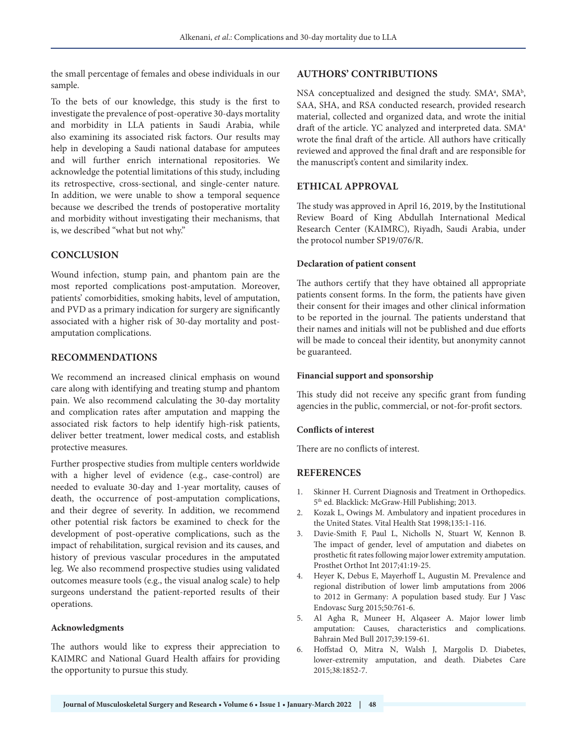the small percentage of females and obese individuals in our sample.

To the bets of our knowledge, this study is the first to investigate the prevalence of post-operative 30-days mortality and morbidity in LLA patients in Saudi Arabia, while also examining its associated risk factors. Our results may help in developing a Saudi national database for amputees and will further enrich international repositories. We acknowledge the potential limitations of this study, including its retrospective, cross-sectional, and single-center nature. In addition, we were unable to show a temporal sequence because we described the trends of postoperative mortality and morbidity without investigating their mechanisms, that is, we described "what but not why."

## CONCLUSION

Wound infection, stump pain, and phantom pain are the most reported complications post-amputation. Moreover, patients' comorbidities, smoking habits, level of amputation, and PVD as a primary indication for surgery are significantly associated with a higher risk of 30-day mortality and post-amputation complications.

## RECOMMENDATIONS

We recommend an increased clinical emphasis on wound care along with identifying and treating stump and phantom pain. We also recommend calculating the 30-day mortality and complication rates after amputation and mapping the associated risk factors to help identify high-risk patients, deliver better treatment, lower medical costs, and establish protective measures.

Further prospective studies from multiple centers worldwide with a higher level of evidence (e.g., case-control) are needed to evaluate 30-day and 1-year mortality, causes of death, the occurrence of post-amputation complications, and their degree of severity. In addition, we recommend other potential risk factors be examined to check for the development of post-operative complications, such as the impact of rehabilitation, surgical revision and its causes, and history of previous vascular procedures in the amputated leg. We also recommend prospective studies using validated outcomes measure tools (e.g., the visual analog scale) to help surgeons understand the patient-reported results of their operations.

### Acknowledgments

The authors would like to express their appreciation to KAIMRC and National Guard Health affairs for providing the opportunity to pursue this study.

## AUTHORS' CONTRIBUTIONS

NSA conceptualized and designed the study. SMA[a], SMA[b], SAA, SHA, and RSA conducted research, provided research material, collected and organized data, and wrote the initial draft of the article. YC analyzed and interpreted data. SMA[a] wrote the final draft of the article. All authors have critically reviewed and approved the final draft and are responsible for the manuscript's content and similarity index.

## ETHICAL APPROVAL

The study was approved in April 16, 2019, by the Institutional Review Board of King Abdullah International Medical Research Center (KAIMRC), Riyadh, Saudi Arabia, under the protocol number SP19/076/R.

### Declaration of patient consent

The authors certify that they have obtained all appropriate patients consent forms. In the form, the patients have given their consent for their images and other clinical information to be reported in the journal. The patients understand that their names and initials will not be published and due efforts will be made to conceal their identity, but anonymity cannot be guaranteed.

### Financial support and sponsorship

This study did not receive any specific grant from funding agencies in the public, commercial, or not-for-profit sectors.

### Conflicts of interest

There are no conflicts of interest.

## REFERENCES

1. Skinner H. Current Diagnosis and Treatment in Orthopedics. 5th ed. Blacklick: McGraw-Hill Publishing; 2013.
2. Kozak L, Owings M. Ambulatory and inpatient procedures in the United States. Vital Health Stat 1998;135:1-116.
3. Davie-Smith F, Paul L, Nicholls N, Stuart W, Kennon B. The impact of gender, level of amputation and diabetes on prosthetic fit rates following major lower extremity amputation. Prosthet Orthot Int 2017;41:19-25.
4. Heyer K, Debus E, Mayerhoff L, Augustin M. Prevalence and regional distribution of lower limb amputations from 2006 to 2012 in Germany: A population based study. Eur J Vasc Endovasc Surg 2015;50:761-6.
5. Al Agha R, Muneer H, Alqaseer A. Major lower limb amputation: Causes, characteristics and complications. Bahrain Med Bull 2017;39:159-61.
6. Hoffstad O, Mitra N, Walsh J, Margolis D. Diabetes, lower-extremity amputation, and death. Diabetes Care 2015;38:1852-7.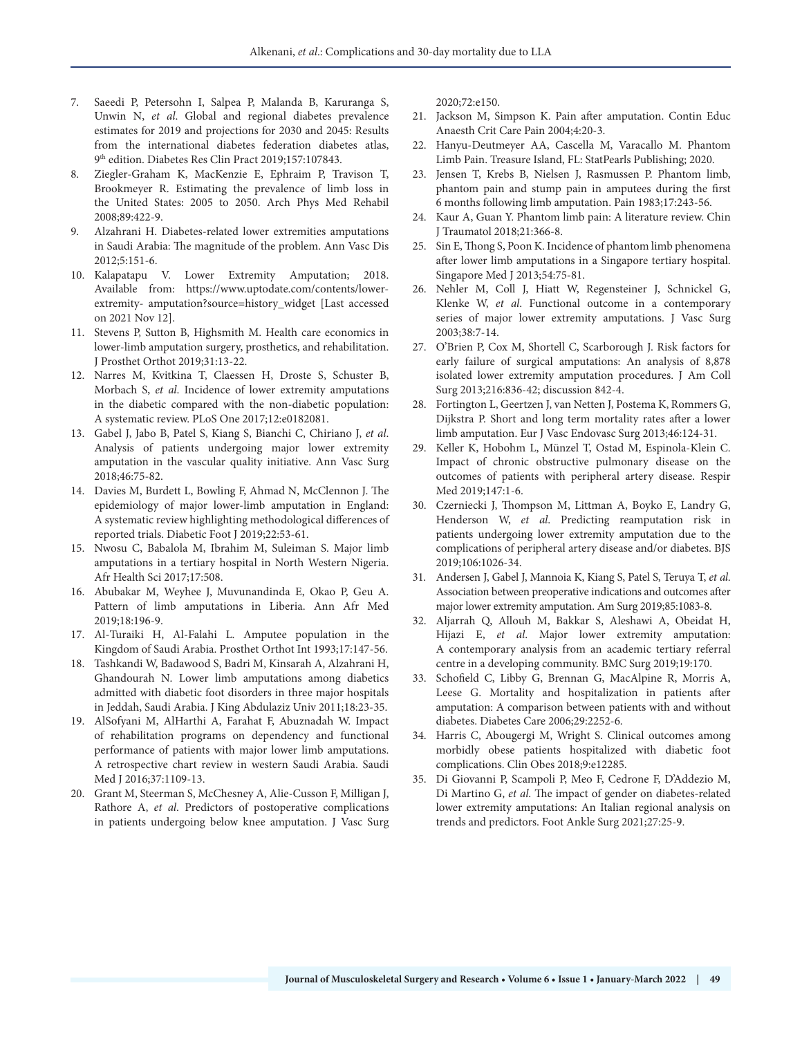7. Saeedi P, Petersohn I, Salpea P, Malanda B, Karuranga S, Unwin N, *et al*. Global and regional diabetes prevalence estimates for 2019 and projections for 2030 and 2045: Results from the international diabetes federation diabetes atlas, 9th edition. Diabetes Res Clin Pract 2019;157:107843.
8. Ziegler-Graham K, MacKenzie E, Ephraim P, Travison T, Brookmeyer R. Estimating the prevalence of limb loss in the United States: 2005 to 2050. Arch Phys Med Rehabil 2008;89:422-9.
9. Alzahrani H. Diabetes-related lower extremities amputations in Saudi Arabia: The magnitude of the problem. Ann Vasc Dis 2012;5:151-6.
10. Kalapatapu V. Lower Extremity Amputation; 2018. Available from: https://www.uptodate.com/contents/lower-extremity- amputation?source=history_widget [Last accessed on 2021 Nov 12].
11. Stevens P, Sutton B, Highsmith M. Health care economics in lower-limb amputation surgery, prosthetics, and rehabilitation. J Prosthet Orthot 2019;31:13-22.
12. Narres M, Kvitkina T, Claessen H, Droste S, Schuster B, Morbach S, *et al*. Incidence of lower extremity amputations in the diabetic compared with the non-diabetic population: A systematic review. PLoS One 2017;12:e0182081.
13. Gabel J, Jabo B, Patel S, Kiang S, Bianchi C, Chiriano J, *et al*. Analysis of patients undergoing major lower extremity amputation in the vascular quality initiative. Ann Vasc Surg 2018;46:75-82.
14. Davies M, Burdett L, Bowling F, Ahmad N, McClennon J. The epidemiology of major lower-limb amputation in England: A systematic review highlighting methodological differences of reported trials. Diabetic Foot J 2019;22:53-61.
15. Nwosu C, Babalola M, Ibrahim M, Suleiman S. Major limb amputations in a tertiary hospital in North Western Nigeria. Afr Health Sci 2017;17:508.
16. Abubakar M, Weyhee J, Muvunandinda E, Okao P, Geu A. Pattern of limb amputations in Liberia. Ann Afr Med 2019;18:196-9.
17. Al-Turaiki H, Al-Falahi L. Amputee population in the Kingdom of Saudi Arabia. Prosthet Orthot Int 1993;17:147-56.
18. Tashkandi W, Badawood S, Badri M, Kinsarah A, Alzahrani H, Ghandourah N. Lower limb amputations among diabetics admitted with diabetic foot disorders in three major hospitals in Jeddah, Saudi Arabia. J King Abdulaziz Univ 2011;18:23-35.
19. AlSofyani M, AlHarthi A, Farahat F, Abuznadah W. Impact of rehabilitation programs on dependency and functional performance of patients with major lower limb amputations. A retrospective chart review in western Saudi Arabia. Saudi Med J 2016;37:1109-13.
20. Grant M, Steerman S, McChesney A, Alie-Cusson F, Milligan J, Rathore A, *et al*. Predictors of postoperative complications in patients undergoing below knee amputation. J Vasc Surg 2020;72:e150.
21. Jackson M, Simpson K. Pain after amputation. Contin Educ Anaesth Crit Care Pain 2004;4:20-3.
22. Hanyu-Deutmeyer AA, Cascella M, Varacallo M. Phantom Limb Pain. Treasure Island, FL: StatPearls Publishing; 2020.
23. Jensen T, Krebs B, Nielsen J, Rasmussen P. Phantom limb, phantom pain and stump pain in amputees during the first 6 months following limb amputation. Pain 1983;17:243-56.
24. Kaur A, Guan Y. Phantom limb pain: A literature review. Chin J Traumatol 2018;21:366-8.
25. Sin E, Thong S, Poon K. Incidence of phantom limb phenomena after lower limb amputations in a Singapore tertiary hospital. Singapore Med J 2013;54:75-81.
26. Nehler M, Coll J, Hiatt W, Regensteiner J, Schnickel G, Klenke W, *et al*. Functional outcome in a contemporary series of major lower extremity amputations. J Vasc Surg 2003;38:7-14.
27. O'Brien P, Cox M, Shortell C, Scarborough J. Risk factors for early failure of surgical amputations: An analysis of 8,878 isolated lower extremity amputation procedures. J Am Coll Surg 2013;216:836-42; discussion 842-4.
28. Fortington L, Geertzen J, van Netten J, Postema K, Rommers G, Dijkstra P. Short and long term mortality rates after a lower limb amputation. Eur J Vasc Endovasc Surg 2013;46:124-31.
29. Keller K, Hobohm L, Münzel T, Ostad M, Espinola-Klein C. Impact of chronic obstructive pulmonary disease on the outcomes of patients with peripheral artery disease. Respir Med 2019;147:1-6.
30. Czerniecki J, Thompson M, Littman A, Boyko E, Landry G, Henderson W, *et al*. Predicting reamputation risk in patients undergoing lower extremity amputation due to the complications of peripheral artery disease and/or diabetes. BJS 2019;106:1026-34.
31. Andersen J, Gabel J, Mannoia K, Kiang S, Patel S, Teruya T, *et al*. Association between preoperative indications and outcomes after major lower extremity amputation. Am Surg 2019;85:1083-8.
32. Aljarrah Q, Allouh M, Bakkar S, Aleshawi A, Obeidat H, Hijazi E, *et al*. Major lower extremity amputation: A contemporary analysis from an academic tertiary referral centre in a developing community. BMC Surg 2019;19:170.
33. Schofield C, Libby G, Brennan G, MacAlpine R, Morris A, Leese G. Mortality and hospitalization in patients after amputation: A comparison between patients with and without diabetes. Diabetes Care 2006;29:2252-6.
34. Harris C, Abougergi M, Wright S. Clinical outcomes among morbidly obese patients hospitalized with diabetic foot complications. Clin Obes 2018;9:e12285.
35. Di Giovanni P, Scampoli P, Meo F, Cedrone F, D'Addezio M, Di Martino G, *et al*. The impact of gender on diabetes-related lower extremity amputations: An Italian regional analysis on trends and predictors. Foot Ankle Surg 2021;27:25-9.